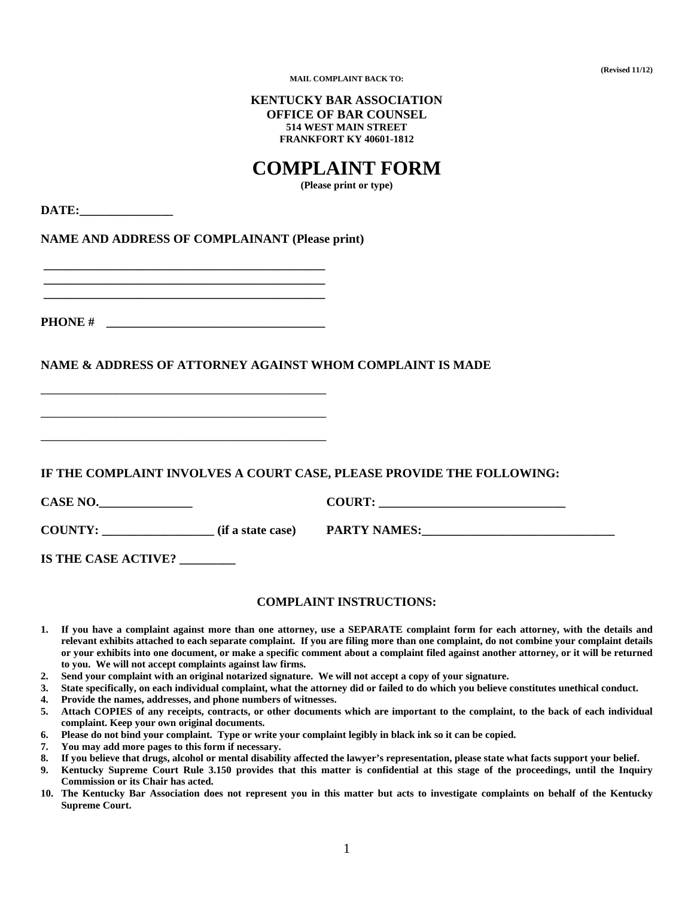(Revised 11/12)

MAIL COMPLAINT BACK TO:

**KENTUCKY BAR ASSOCIATION**
**OFFICE OF BAR COUNSEL**
**514 WEST MAIN STREET**
**FRANKFORT KY 40601-1812**

# COMPLAINT FORM

**(Please print or type)**

**DATE:**_______________

**NAME AND ADDRESS OF COMPLAINANT (Please print)**

_______________________________________________
_______________________________________________
_______________________________________________

**PHONE #** ___________________________________

**NAME & ADDRESS OF ATTORNEY AGAINST WHOM COMPLAINT IS MADE**

_______________________________________________

_______________________________________________

_______________________________________________

**IF THE COMPLAINT INVOLVES A COURT CASE, PLEASE PROVIDE THE FOLLOWING:**

**CASE NO.**_______________ **COURT:** ______________________________

**COUNTY:** __________________ **(if a state case)** **PARTY NAMES:**_______________________________

**IS THE CASE ACTIVE?** _________

## COMPLAINT INSTRUCTIONS:

1. **If you have a complaint against more than one attorney, use a SEPARATE complaint form for each attorney, with the details and relevant exhibits attached to each separate complaint. If you are filing more than one complaint, do not combine your complaint details or your exhibits into one document, or make a specific comment about a complaint filed against another attorney, or it will be returned to you. We will not accept complaints against law firms.**
2. **Send your complaint with an original notarized signature. We will not accept a copy of your signature.**
3. **State specifically, on each individual complaint, what the attorney did or failed to do which you believe constitutes unethical conduct.**
4. **Provide the names, addresses, and phone numbers of witnesses.**
5. **Attach COPIES of any receipts, contracts, or other documents which are important to the complaint, to the back of each individual complaint. Keep your own original documents.**
6. **Please do not bind your complaint. Type or write your complaint legibly in black ink so it can be copied.**
7. **You may add more pages to this form if necessary.**
8. **If you believe that drugs, alcohol or mental disability affected the lawyer's representation, please state what facts support your belief.**
9. **Kentucky Supreme Court Rule 3.150 provides that this matter is confidential at this stage of the proceedings, until the Inquiry Commission or its Chair has acted.**
10. **The Kentucky Bar Association does not represent you in this matter but acts to investigate complaints on behalf of the Kentucky Supreme Court.**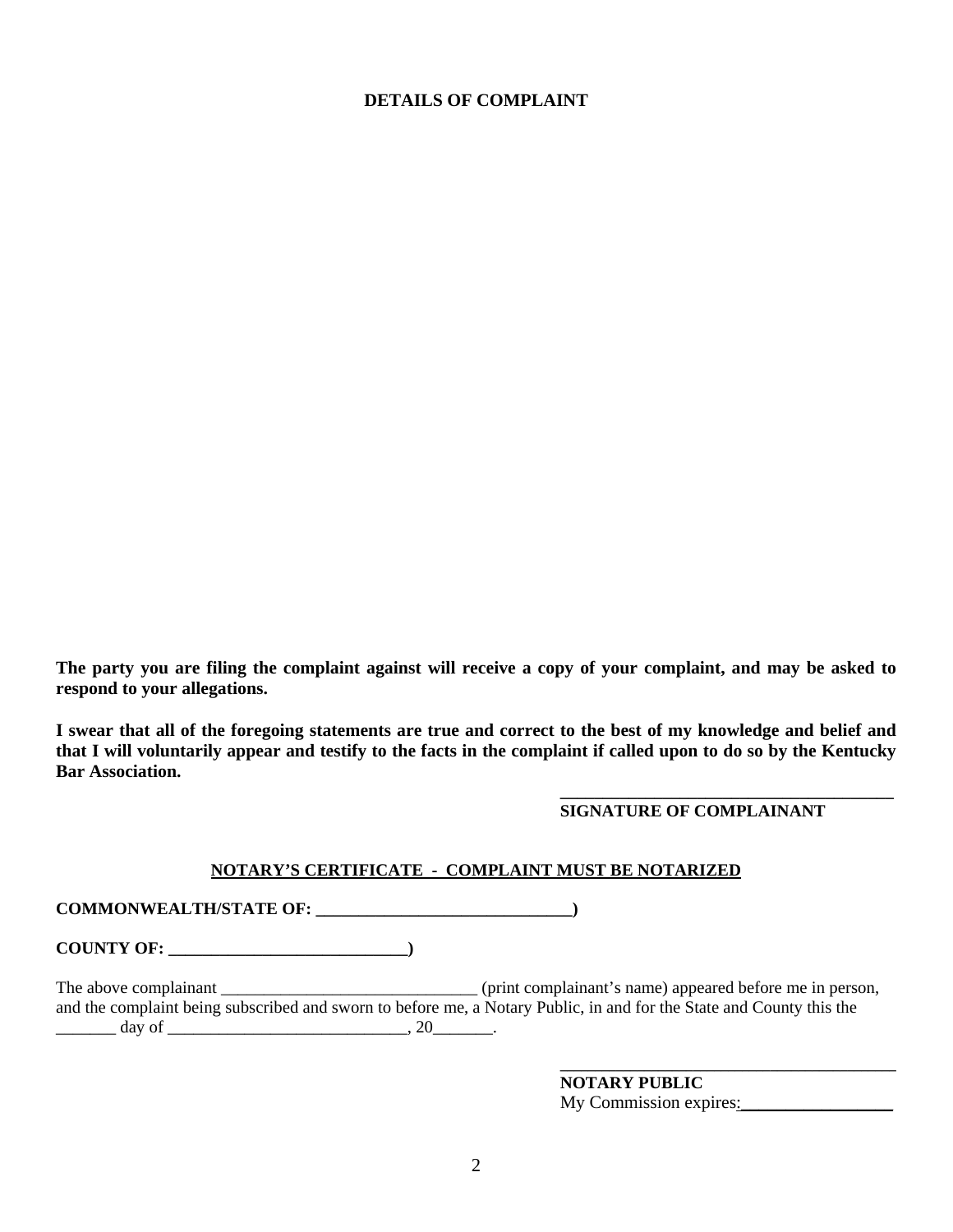**DETAILS OF COMPLAINT**

**The party you are filing the complaint against will receive a copy of your complaint, and may be asked to respond to your allegations.**

**I swear that all of the foregoing statements are true and correct to the best of my knowledge and belief and that I will voluntarily appear and testify to the facts in the complaint if called upon to do so by the Kentucky Bar Association.**

**_______________________________________**
**SIGNATURE OF COMPLAINANT**

**NOTARY'S CERTIFICATE - COMPLAINT MUST BE NOTARIZED**

**COMMONWEALTH/STATE OF: ______________________________)**

**COUNTY OF: ____________________________)**

The above complainant ______________________________ (print complainant's name) appeared before me in person, and the complaint being subscribed and sworn to before me, a Notary Public, in and for the State and County this the _______ day of ____________________________, 20_______.

_______________________________________
**NOTARY PUBLIC**
My Commission expires:_________________